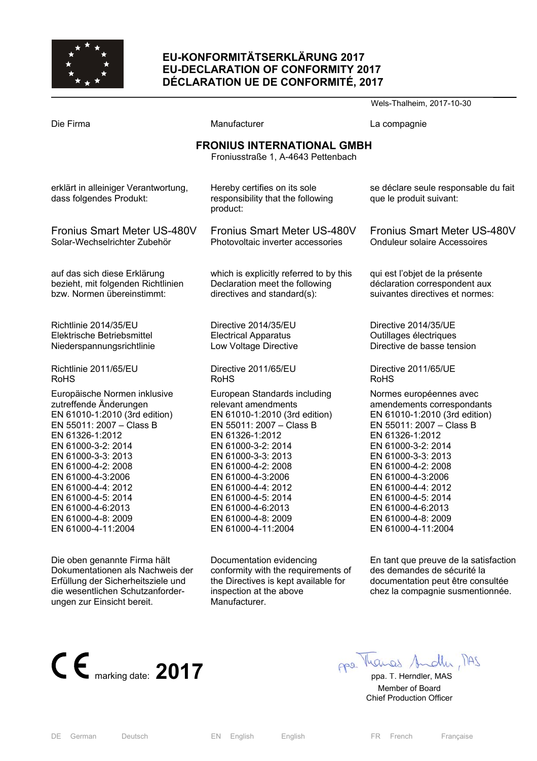# EU-KONFORMITÄTSERKLÄRUNG 2017
# EU-DECLARATION OF CONFORMITY 2017
# DÉCLARATION UE DE CONFORMITÉ, 2017

Wels-Thalheim, 2017-10-30

| Die Firma | Manufacturer | La compagnie |
|---|---|---|

**FRONIUS INTERNATIONAL GMBH**
Froniusstraße 1, A-4643 Pettenbach

| | | |
|---|---|---|
| erklärt in alleiniger Verantwortung, dass folgendes Produkt: | Hereby certifies on its sole responsibility that the following product: | se déclare seule responsable du fait que le produit suivant: |
| Fronius Smart Meter US-480V<br>Solar-Wechselrichter Zubehör | Fronius Smart Meter US-480V<br>Photovoltaic inverter accessories | Fronius Smart Meter US-480V<br>Onduleur solaire Accessoires |
| auf das sich diese Erklärung bezieht, mit folgenden Richtlinien bzw. Normen übereinstimmt: | which is explicitly referred to by this Declaration meet the following directives and standard(s): | qui est l'objet de la présente déclaration correspondent aux suivantes directives et normes: |
| Richtlinie 2014/35/EU<br>Elektrische Betriebsmittel<br>Niederspannungsrichtlinie | Directive 2014/35/EU<br>Electrical Apparatus<br>Low Voltage Directive | Directive 2014/35/UE<br>Outillages électriques<br>Directive de basse tension |
| Richtlinie 2011/65/EU<br>RoHS | Directive 2011/65/EU<br>RoHS | Directive 2011/65/UE<br>RoHS |
| Europäische Normen inklusive zutreffende Änderungen<br>EN 61010-1:2010 (3rd edition)<br>EN 55011: 2007 – Class B<br>EN 61326-1:2012<br>EN 61000-3-2: 2014<br>EN 61000-3-3: 2013<br>EN 61000-4-2: 2008<br>EN 61000-4-3:2006<br>EN 61000-4-4: 2012<br>EN 61000-4-5: 2014<br>EN 61000-4-6:2013<br>EN 61000-4-8: 2009<br>EN 61000-4-11:2004 | European Standards including relevant amendments<br>EN 61010-1:2010 (3rd edition)<br>EN 55011: 2007 – Class B<br>EN 61326-1:2012<br>EN 61000-3-2: 2014<br>EN 61000-3-3: 2013<br>EN 61000-4-2: 2008<br>EN 61000-4-3:2006<br>EN 61000-4-4: 2012<br>EN 61000-4-5: 2014<br>EN 61000-4-6:2013<br>EN 61000-4-8: 2009<br>EN 61000-4-11:2004 | Normes européennes avec amendements correspondants<br>EN 61010-1:2010 (3rd edition)<br>EN 55011: 2007 – Class B<br>EN 61326-1:2012<br>EN 61000-3-2: 2014<br>EN 61000-3-3: 2013<br>EN 61000-4-2: 2008<br>EN 61000-4-3:2006<br>EN 61000-4-4: 2012<br>EN 61000-4-5: 2014<br>EN 61000-4-6:2013<br>EN 61000-4-8: 2009<br>EN 61000-4-11:2004 |
| Die oben genannte Firma hält Dokumentationen als Nachweis der Erfüllung der Sicherheitsziele und die wesentlichen Schutzanforderungen zur Einsicht bereit. | Documentation evidencing conformity with the requirements of the Directives is kept available for inspection at the above Manufacturer. | En tant que preuve de la satisfaction des demandes de sécurité la documentation peut être consultée chez la compagnie susmentionnée. |

CE marking date: **2017**

ppa. Thomas Herndler, MAS

ppa. T. Herndler, MAS
Member of Board
Chief Production Officer

DE German Deutsch | EN English English | FR French Française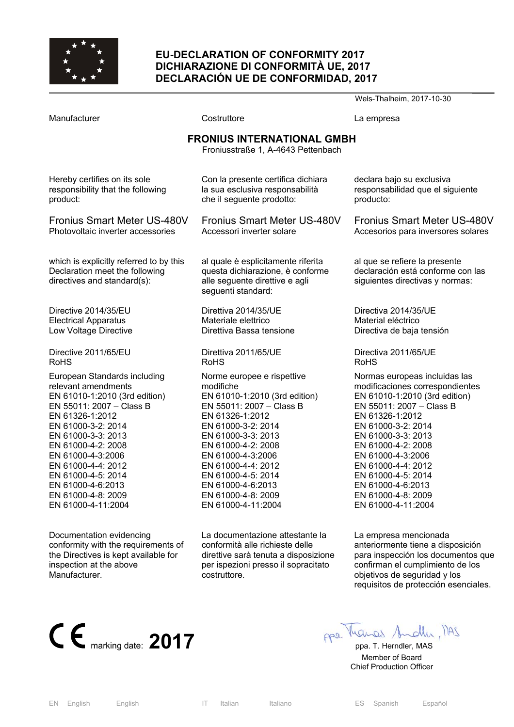# EU-DECLARATION OF CONFORMITY 2017
# DICHIARAZIONE DI CONFORMITÀ UE, 2017
# DECLARACIÓN UE DE CONFORMIDAD, 2017

Wels-Thalheim, 2017-10-30

Manufacturer

**FRONIUS INTERNATIONAL GMBH**
Froniusstraße 1, A-4643 Pettenbach

Hereby certifies on its sole responsibility that the following product:

Fronius Smart Meter US-480V
Photovoltaic inverter accessories

which is explicitly referred to by this Declaration meet the following directives and standard(s):

Directive 2014/35/EU
Electrical Apparatus
Low Voltage Directive

Directive 2011/65/EU
RoHS

European Standards including relevant amendments
EN 61010-1:2010 (3rd edition)
EN 55011: 2007 – Class B
EN 61326-1:2012
EN 61000-3-2: 2014
EN 61000-3-3: 2013
EN 61000-4-2: 2008
EN 61000-4-3:2006
EN 61000-4-4: 2012
EN 61000-4-5: 2014
EN 61000-4-6:2013
EN 61000-4-8: 2009
EN 61000-4-11:2004

Documentation evidencing conformity with the requirements of the Directives is kept available for inspection at the above Manufacturer.

Costruttore

Con la presente certifica dichiara la sua esclusiva responsabilità che il seguente prodotto:

Fronius Smart Meter US-480V
Accessori inverter solare

al quale è esplicitamente riferita questa dichiarazione, è conforme alle seguente direttive e agli seguenti standard:

Direttiva 2014/35/UE
Materiale elettrico
Direttiva Bassa tensione

Direttiva 2011/65/UE
RoHS

Norme europee e rispettive modifiche
EN 61010-1:2010 (3rd edition)
EN 55011: 2007 – Class B
EN 61326-1:2012
EN 61000-3-2: 2014
EN 61000-3-3: 2013
EN 61000-4-2: 2008
EN 61000-4-3:2006
EN 61000-4-4: 2012
EN 61000-4-5: 2014
EN 61000-4-6:2013
EN 61000-4-8: 2009
EN 61000-4-11:2004

La documentazione attestante la conformità alle richieste delle direttive sarà tenuta a disposizione per ispezioni presso il sopracitato costruttore.

La empresa

declara bajo su exclusiva responsabilidad que el siguiente producto:

Fronius Smart Meter US-480V
Accesorios para inversores solares

al que se refiere la presente declaración está conforme con las siguientes directivas y normas:

Directiva 2014/35/UE
Material eléctrico
Directiva de baja tensión

Directiva 2011/65/UE
RoHS

Normas europeas incluidas las modificaciones correspondientes
EN 61010-1:2010 (3rd edition)
EN 55011: 2007 – Class B
EN 61326-1:2012
EN 61000-3-2: 2014
EN 61000-3-3: 2013
EN 61000-4-2: 2008
EN 61000-4-3:2006
EN 61000-4-4: 2012
EN 61000-4-5: 2014
EN 61000-4-6:2013
EN 61000-4-8: 2009
EN 61000-4-11:2004

La empresa mencionada anteriormente tiene a disposición para inspección los documentos que confirman el cumplimiento de los objetivos de seguridad y los requisitos de protección esenciales.

CE marking date: **2017**

ppa. T. Herndler, MAS
Member of Board
Chief Production Officer

EN English English | IT Italian Italiano | ES Spanish Español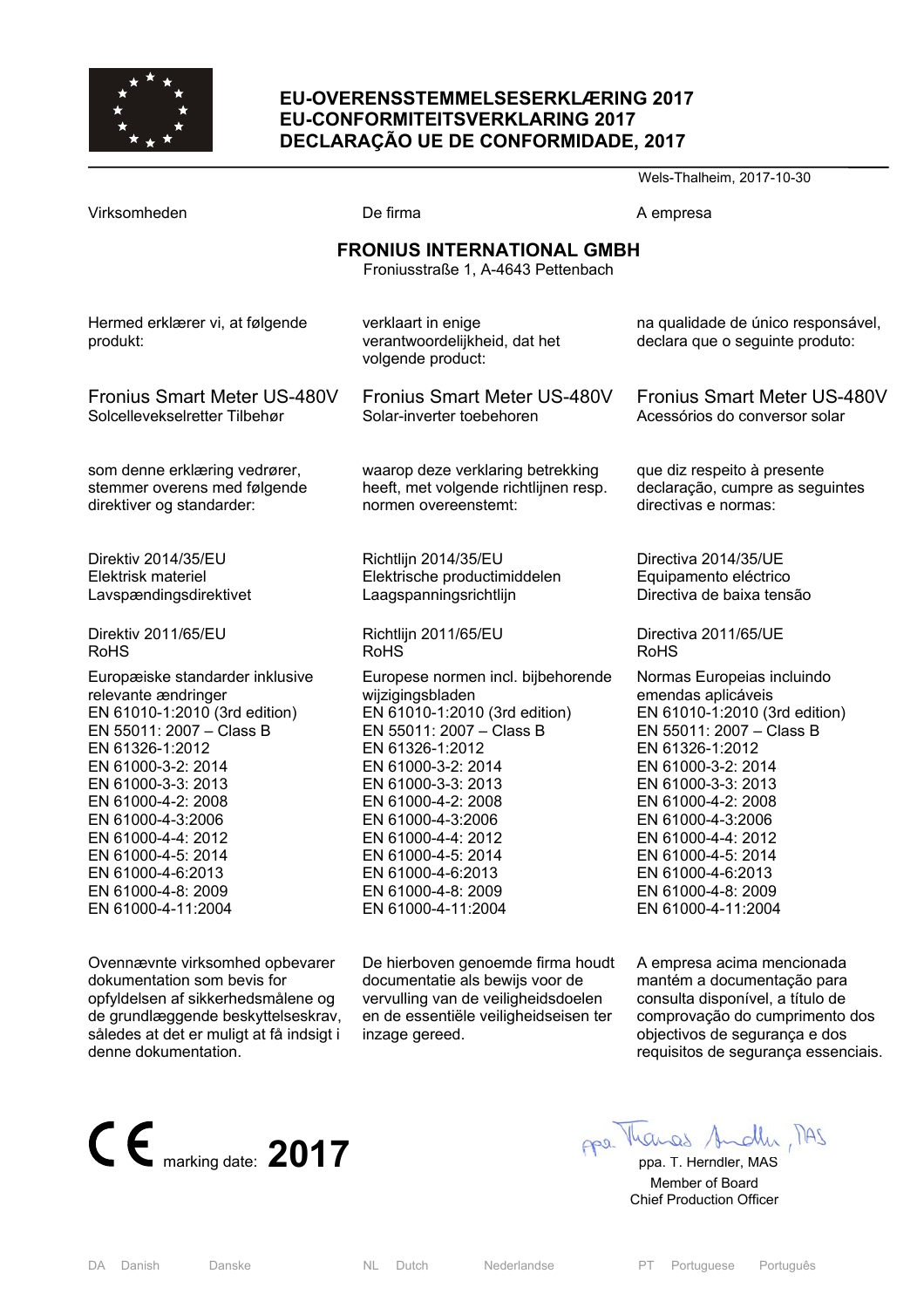# EU-OVERENSSTEMMELSESERKLÆRING 2017
# EU-CONFORMITEITSVERKLARING 2017
# DECLARAÇÃO UE DE CONFORMIDADE, 2017

Wels-Thalheim, 2017-10-30

Virksomheden

De firma

A empresa

**FRONIUS INTERNATIONAL GMBH**
Froniusstraße 1, A-4643 Pettenbach

Hermed erklærer vi, at følgende produkt:

Fronius Smart Meter US-480V
Solcellevekselretter Tilbehør

som denne erklæring vedrører, stemmer overens med følgende direktiver og standarder:

Direktiv 2014/35/EU
Elektrisk materiel
Lavspændingsdirektivet

Direktiv 2011/65/EU
RoHS

Europæiske standarder inklusive relevante ændringer
EN 61010-1:2010 (3rd edition)
EN 55011: 2007 – Class B
EN 61326-1:2012
EN 61000-3-2: 2014
EN 61000-3-3: 2013
EN 61000-4-2: 2008
EN 61000-4-3:2006
EN 61000-4-4: 2012
EN 61000-4-5: 2014
EN 61000-4-6:2013
EN 61000-4-8: 2009
EN 61000-4-11:2004

Ovennævnte virksomhed opbevarer dokumentation som bevis for opfyldelsen af sikkerhedsmålene og de grundlæggende beskyttelseskrav, således at det er muligt at få indsigt i denne dokumentation.

verklaart in enige verantwoordelijkheid, dat het volgende product:

Fronius Smart Meter US-480V
Solar-inverter toebehoren

waarop deze verklaring betrekking heeft, met volgende richtlijnen resp. normen overeenstemt:

Richtlijn 2014/35/EU
Elektrische productimiddelen
Laagspanningsrichtlijn

Richtlijn 2011/65/EU
RoHS

Europese normen incl. bijbehorende wijzigingsbladen
EN 61010-1:2010 (3rd edition)
EN 55011: 2007 – Class B
EN 61326-1:2012
EN 61000-3-2: 2014
EN 61000-3-3: 2013
EN 61000-4-2: 2008
EN 61000-4-3:2006
EN 61000-4-4: 2012
EN 61000-4-5: 2014
EN 61000-4-6:2013
EN 61000-4-8: 2009
EN 61000-4-11:2004

De hierboven genoemde firma houdt documentatie als bewijs voor de vervulling van de veiligheidsdoelen en de essentiële veiligheidseisen ter inzage gereed.

na qualidade de único responsável, declara que o seguinte produto:

Fronius Smart Meter US-480V
Acessórios do conversor solar

que diz respeito à presente declaração, cumpre as seguintes directivas e normas:

Directiva 2014/35/UE
Equipamento eléctrico
Directiva de baixa tensão

Directiva 2011/65/UE
RoHS

Normas Europeias incluindo emendas aplicáveis
EN 61010-1:2010 (3rd edition)
EN 55011: 2007 – Class B
EN 61326-1:2012
EN 61000-3-2: 2014
EN 61000-3-3: 2013
EN 61000-4-2: 2008
EN 61000-4-3:2006
EN 61000-4-4: 2012
EN 61000-4-5: 2014
EN 61000-4-6:2013
EN 61000-4-8: 2009
EN 61000-4-11:2004

A empresa acima mencionada mantém a documentação para consulta disponível, a título de comprovação do cumprimento dos objectivos de segurança e dos requisitos de segurança essenciais.

CE marking date: **2017**

ppa. T. Herndler, MAS
Member of Board
Chief Production Officer

DA Danish Danske | NL Dutch Nederlandse | PT Portuguese Português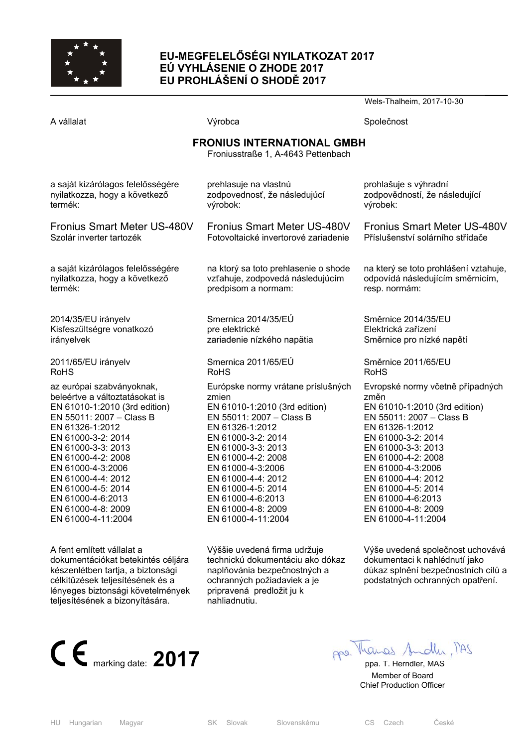# EU-MEGFELELŐSÉGI NYILATKOZAT 2017
# EÚ VYHLÁSENIE O ZHODE 2017
# EU PROHLÁŠENÍ O SHODĚ 2017

Wels-Thalheim, 2017-10-30

| A vállalat | Výrobca | Společnost |
|---|---|---|

**FRONIUS INTERNATIONAL GMBH**
Froniusstraße 1, A-4643 Pettenbach

| | | |
|---|---|---|
| a saját kizárólagos felelősségére nyilatkozza, hogy a következő termék: | prehlasuje na vlastnú zodpovednosť, že následujúcí výrobok: | prohlašuje s výhradní zodpovědností, že následující výrobek: |
| Fronius Smart Meter US-480V<br>Szolár inverter tartozék | Fronius Smart Meter US-480V<br>Fotovoltaické invertorové zariadenie | Fronius Smart Meter US-480V<br>Příslušenství solárního střídače |
| a saját kizárólagos felelősségére nyilatkozza, hogy a következő termék: | na ktorý sa toto prehlasenie o shode vzťahuje, zodpovedá následujúcím predpisom a normam: | na který se toto prohlášení vztahuje, odpovídá následujícím směrnicím, resp. normám: |
| 2014/35/EU irányelv<br>Kisfeszültségre vonatkozó irányelvek | Smernica 2014/35/EÚ<br>pre elektrické zariadenie nízkého napätia | Směrnice 2014/35/EU<br>Elektrická zařízení<br>Směrnice pro nízké napětí |
| 2011/65/EU irányelv<br>RoHS | Smernica 2011/65/EÚ<br>RoHS | Směrnice 2011/65/EU<br>RoHS |
| az európai szabványoknak, beleértve a változtatásokat is<br>EN 61010-1:2010 (3rd edition)<br>EN 55011: 2007 – Class B<br>EN 61326-1:2012<br>EN 61000-3-2: 2014<br>EN 61000-3-3: 2013<br>EN 61000-4-2: 2008<br>EN 61000-4-3:2006<br>EN 61000-4-4: 2012<br>EN 61000-4-5: 2014<br>EN 61000-4-6:2013<br>EN 61000-4-8: 2009<br>EN 61000-4-11:2004 | Európske normy vrátane príslušných zmien<br>EN 61010-1:2010 (3rd edition)<br>EN 55011: 2007 – Class B<br>EN 61326-1:2012<br>EN 61000-3-2: 2014<br>EN 61000-3-3: 2013<br>EN 61000-4-2: 2008<br>EN 61000-4-3:2006<br>EN 61000-4-4: 2012<br>EN 61000-4-5: 2014<br>EN 61000-4-6:2013<br>EN 61000-4-8: 2009<br>EN 61000-4-11:2004 | Evropské normy včetně případných změn<br>EN 61010-1:2010 (3rd edition)<br>EN 55011: 2007 – Class B<br>EN 61326-1:2012<br>EN 61000-3-2: 2014<br>EN 61000-3-3: 2013<br>EN 61000-4-2: 2008<br>EN 61000-4-3:2006<br>EN 61000-4-4: 2012<br>EN 61000-4-5: 2014<br>EN 61000-4-6:2013<br>EN 61000-4-8: 2009<br>EN 61000-4-11:2004 |
| A fent említett vállalat a dokumentációkat betekintés céljára készenlétben tartja, a biztonsági célkitűzések teljesítésének és a lényeges biztonsági követelmények teljesítésének a bizonyítására. | Výššie uvedená firma udržuje technickú dokumentáciu ako dókaz naplňovánia bezpečnostných a ochranných požiadaviek a je pripravená predložit ju k nahliadnutiu. | Výše uvedená společnost uchovává dokumentaci k nahlédnutí jako důkaz splnění bezpečnostních cílů a podstatných ochranných opatření. |

CE marking date: **2017**

ppa. T. Herndler, MAS
Member of Board
Chief Production Officer

| HU Hungarian Magyar | SK Slovak Slovenskému | CS Czech České |
|---|---|---|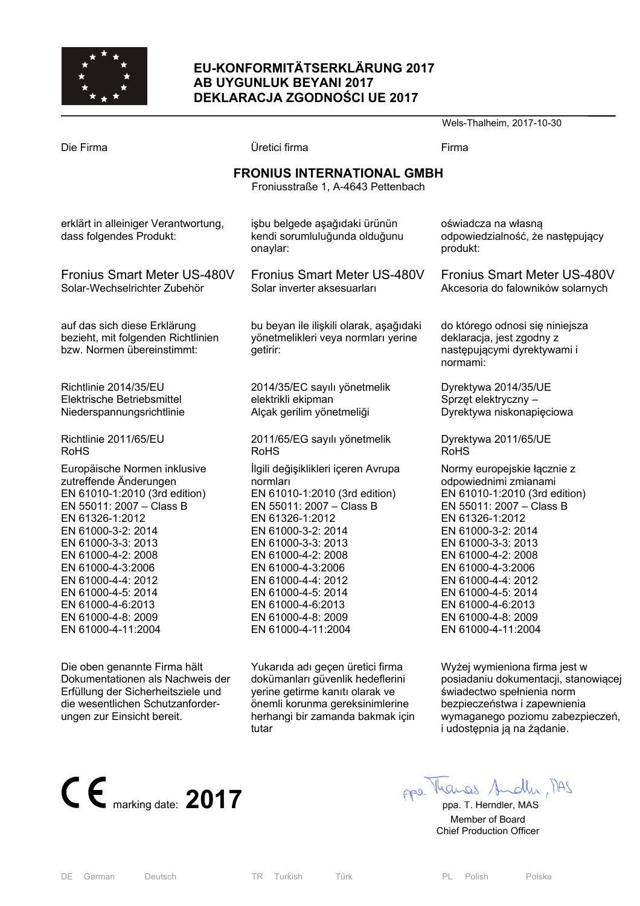# EU-KONFORMITÄTSERKLÄRUNG 2017
# AB UYGUNLUK BEYANI 2017
# DEKLARACJA ZGODNOŚCI UE 2017

Wels-Thalheim, 2017-10-30

| Die Firma | Üretici firma | Firma |
|---|---|---|

**FRONIUS INTERNATIONAL GMBH**
Froniusstraße 1, A-4643 Pettenbach

| DE | TR | PL |
|---|---|---|
| erklärt in alleiniger Verantwortung, dass folgendes Produkt: | işbu belgede aşağıdaki ürünün kendi sorumluluğunda olduğunu onaylar: | oświadcza na własną odpowiedzialność, że następujący produkt: |
| Fronius Smart Meter US-480V<br>Solar-Wechselrichter Zubehör | Fronius Smart Meter US-480V<br>Solar inverter aksesuarları | Fronius Smart Meter US-480V<br>Akcesoria do falowników solarnych |
| auf das sich diese Erklärung bezieht, mit folgenden Richtlinien bzw. Normen übereinstimmt: | bu beyan ile ilişkili olarak, aşağıdaki yönetmelikleri veya normları yerine getirir: | do którego odnosi się niniejsza deklaracja, jest zgodny z następującymi dyrektywami i normami: |
| Richtlinie 2014/35/EU<br>Elektrische Betriebsmittel<br>Niederspannungsrichtlinie | 2014/35/EC sayılı yönetmelik<br>elektrikli ekipman<br>Alçak gerilim yönetmeliği | Dyrektywa 2014/35/UE<br>Sprzęt elektryczny –<br>Dyrektywa niskonapięciowa |
| Richtlinie 2011/65/EU<br>RoHS | 2011/65/EG sayılı yönetmelik<br>RoHS | Dyrektywa 2011/65/UE<br>RoHS |
| Europäische Normen inklusive zutreffende Änderungen<br>EN 61010-1:2010 (3rd edition)<br>EN 55011: 2007 – Class B<br>EN 61326-1:2012<br>EN 61000-3-2: 2014<br>EN 61000-3-3: 2013<br>EN 61000-4-2: 2008<br>EN 61000-4-3:2006<br>EN 61000-4-4: 2012<br>EN 61000-4-5: 2014<br>EN 61000-4-6:2013<br>EN 61000-4-8: 2009<br>EN 61000-4-11:2004 | İlgili değişiklikleri içeren Avrupa normları<br>EN 61010-1:2010 (3rd edition)<br>EN 55011: 2007 – Class B<br>EN 61326-1:2012<br>EN 61000-3-2: 2014<br>EN 61000-3-3: 2013<br>EN 61000-4-2: 2008<br>EN 61000-4-3:2006<br>EN 61000-4-4: 2012<br>EN 61000-4-5: 2014<br>EN 61000-4-6:2013<br>EN 61000-4-8: 2009<br>EN 61000-4-11:2004 | Normy europejskie łącznie z odpowiednimi zmianami<br>EN 61010-1:2010 (3rd edition)<br>EN 55011: 2007 – Class B<br>EN 61326-1:2012<br>EN 61000-3-2: 2014<br>EN 61000-3-3: 2013<br>EN 61000-4-2: 2008<br>EN 61000-4-3:2006<br>EN 61000-4-4: 2012<br>EN 61000-4-5: 2014<br>EN 61000-4-6:2013<br>EN 61000-4-8: 2009<br>EN 61000-4-11:2004 |
| Die oben genannte Firma hält Dokumentationen als Nachweis der Erfüllung der Sicherheitsziele und die wesentlichen Schutzanforderungen zur Einsicht bereit. | Yukarıda adı geçen üretici firma dokümanları güvenlik hedeflerini yerine getirme kanıtı olarak ve önemli korunma gereksinimlerine herhangi bir zamanda bakmak için tutar | Wyżej wymieniona firma jest w posiadaniu dokumentacji, stanowiącej świadectwo spełnienia norm bezpieczeństwa i zapewnienia wymaganego poziomu zabezpieczeń, i udostępnia ją na żądanie. |

CE marking date: **2017**

ppa. T. Herndler, MAS
Member of Board
Chief Production Officer

DE German Deutsch — TR Turkish Türk — PL Polish Polska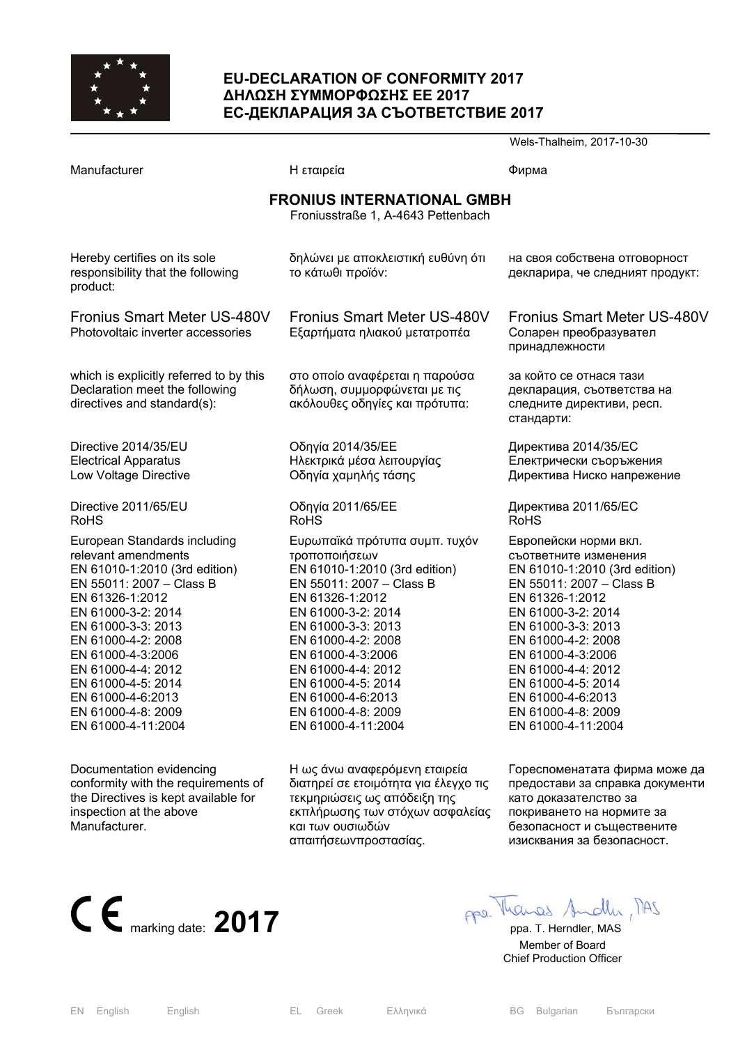# EU-DECLARATION OF CONFORMITY 2017
# ΔΗΛΩΣΗ ΣΥΜΜΟΡΦΩΣΗΣ ΕΕ 2017
# ЕС-ДЕКЛАРАЦИЯ ЗА СЪОТВЕТСТВИЕ 2017

Wels-Thalheim, 2017-10-30

| Manufacturer | Η εταιρεία | Фирма |
|---|---|---|

**FRONIUS INTERNATIONAL GMBH**
Froniusstraße 1, A-4643 Pettenbach

| | | |
|---|---|---|
| Hereby certifies on its sole responsibility that the following product: | δηλώνει με αποκλειστική ευθύνη ότι το κάτωθι προϊόν: | на своя собствена отговорност декларира, че следният продукт: |
| Fronius Smart Meter US-480V<br>Photovoltaic inverter accessories | Fronius Smart Meter US-480V<br>Εξαρτήματα ηλιακού μετατροπέα | Fronius Smart Meter US-480V<br>Соларен преобразувател принадлежности |
| which is explicitly referred to by this Declaration meet the following directives and standard(s): | στο οποίο αναφέρεται η παρούσα δήλωση, συμμορφώνεται με τις ακόλουθες οδηγίες και πρότυπα: | за който се отнася тази декларация, съответства на следните директиви, респ. стандарти: |
| Directive 2014/35/EU<br>Electrical Apparatus<br>Low Voltage Directive | Οδηγία 2014/35/ΕΕ<br>Ηλεκτρικά μέσα λειτουργίας<br>Οδηγία χαμηλής τάσης | Директива 2014/35/ЕС<br>Електрически съоръжения<br>Директива Ниско напрежение |
| Directive 2011/65/EU<br>RoHS | Οδηγία 2011/65/ΕΕ<br>RoHS | Директива 2011/65/ЕС<br>RoHS |
| European Standards including relevant amendments<br>EN 61010-1:2010 (3rd edition)<br>EN 55011: 2007 – Class B<br>EN 61326-1:2012<br>EN 61000-3-2: 2014<br>EN 61000-3-3: 2013<br>EN 61000-4-2: 2008<br>EN 61000-4-3:2006<br>EN 61000-4-4: 2012<br>EN 61000-4-5: 2014<br>EN 61000-4-6:2013<br>EN 61000-4-8: 2009<br>EN 61000-4-11:2004 | Ευρωπαϊκά πρότυπα συμπ. τυχόν τροποποιήσεων<br>EN 61010-1:2010 (3rd edition)<br>EN 55011: 2007 – Class B<br>EN 61326-1:2012<br>EN 61000-3-2: 2014<br>EN 61000-3-3: 2013<br>EN 61000-4-2: 2008<br>EN 61000-4-3:2006<br>EN 61000-4-4: 2012<br>EN 61000-4-5: 2014<br>EN 61000-4-6:2013<br>EN 61000-4-8: 2009<br>EN 61000-4-11:2004 | Европейски норми вкл. съответните изменения<br>EN 61010-1:2010 (3rd edition)<br>EN 55011: 2007 – Class B<br>EN 61326-1:2012<br>EN 61000-3-2: 2014<br>EN 61000-3-3: 2013<br>EN 61000-4-2: 2008<br>EN 61000-4-3:2006<br>EN 61000-4-4: 2012<br>EN 61000-4-5: 2014<br>EN 61000-4-6:2013<br>EN 61000-4-8: 2009<br>EN 61000-4-11:2004 |
| Documentation evidencing conformity with the requirements of the Directives is kept available for inspection at the above Manufacturer. | Η ως άνω αναφερόμενη εταιρεία διατηρεί σε ετοιμότητα για έλεγχο τις τεκμηριώσεις ως απόδειξη της εκπλήρωσης των στόχων ασφαλείας και των ουσιωδών απαιτήσεωνπροστασίας. | Гореспоменатата фирма може да предостави за справка документи като доказателство за покриването на нормите за безопасност и съществените изисквания за безопасност. |

CE marking date: **2017**

ppa. T. Herndler, MAS
Member of Board
Chief Production Officer

EN English English EL Greek Ελληνικά BG Bulgarian Български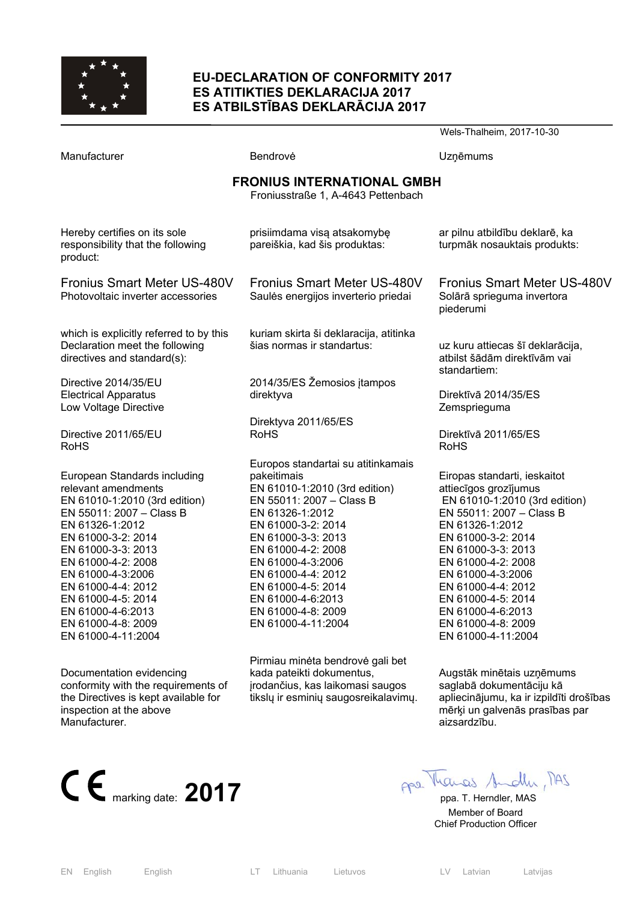# EU-DECLARATION OF CONFORMITY 2017
# ES ATITIKTIES DEKLARACIJA 2017
# ES ATBILSTĪBAS DEKLARĀCIJA 2017

Wels-Thalheim, 2017-10-30

| Manufacturer | Bendrovė | Uzņēmums |
|---|---|---|

**FRONIUS INTERNATIONAL GMBH**
Froniusstraße 1, A-4643 Pettenbach

| | | |
|---|---|---|
| Hereby certifies on its sole responsibility that the following product: | prisiimdama visą atsakomybę pareiškia, kad šis produktas: | ar pilnu atbildību deklarē, ka turpmāk nosauktais produkts: |
| Fronius Smart Meter US-480V<br>Photovoltaic inverter accessories | Fronius Smart Meter US-480V<br>Saulės energijos inverterio priedai | Fronius Smart Meter US-480V<br>Solārā sprieguma invertora piederumi |
| which is explicitly referred to by this Declaration meet the following directives and standard(s): | kuriam skirta ši deklaracija, atitinka šias normas ir standartus: | uz kuru attiecas šī deklarācija, atbilst šādām direktīvām vai standartiem: |
| Directive 2014/35/EU<br>Electrical Apparatus<br>Low Voltage Directive | 2014/35/ES Žemosios įtampos direktyva | Direktīvā 2014/35/ES<br>Zemsprieguma |
| Directive 2011/65/EU<br>RoHS | Direktyva 2011/65/ES<br>RoHS | Direktīvā 2011/65/ES<br>RoHS |
| European Standards including relevant amendments<br>EN 61010-1:2010 (3rd edition)<br>EN 55011: 2007 – Class B<br>EN 61326-1:2012<br>EN 61000-3-2: 2014<br>EN 61000-3-3: 2013<br>EN 61000-4-2: 2008<br>EN 61000-4-3:2006<br>EN 61000-4-4: 2012<br>EN 61000-4-5: 2014<br>EN 61000-4-6:2013<br>EN 61000-4-8: 2009<br>EN 61000-4-11:2004 | Europos standartai su atitinkamais pakeitimais<br>EN 61010-1:2010 (3rd edition)<br>EN 55011: 2007 – Class B<br>EN 61326-1:2012<br>EN 61000-3-2: 2014<br>EN 61000-3-3: 2013<br>EN 61000-4-2: 2008<br>EN 61000-4-3:2006<br>EN 61000-4-4: 2012<br>EN 61000-4-5: 2014<br>EN 61000-4-6:2013<br>EN 61000-4-8: 2009<br>EN 61000-4-11:2004 | Eiropas standarti, ieskaitot attiecīgos grozījumus<br>EN 61010-1:2010 (3rd edition)<br>EN 55011: 2007 – Class B<br>EN 61326-1:2012<br>EN 61000-3-2: 2014<br>EN 61000-3-3: 2013<br>EN 61000-4-2: 2008<br>EN 61000-4-3:2006<br>EN 61000-4-4: 2012<br>EN 61000-4-5: 2014<br>EN 61000-4-6:2013<br>EN 61000-4-8: 2009<br>EN 61000-4-11:2004 |
| Documentation evidencing conformity with the requirements of the Directives is kept available for inspection at the above Manufacturer. | Pirmiau minėta bendrovė gali bet kada pateikti dokumentus, įrodančius, kas laikomasi saugos tikslų ir esminių saugosreikalavimų. | Augstāk minētais uzņēmums saglabā dokumentāciju kā apliecinājumu, ka ir izpildīti drošības mērķi un galvenās prasības par aizsardzību. |

CE marking date: **2017**

ppa. T. Herndler, MAS
Member of Board
Chief Production Officer

EN English English | LT Lithuania Lietuvos | LV Latvian Latvijas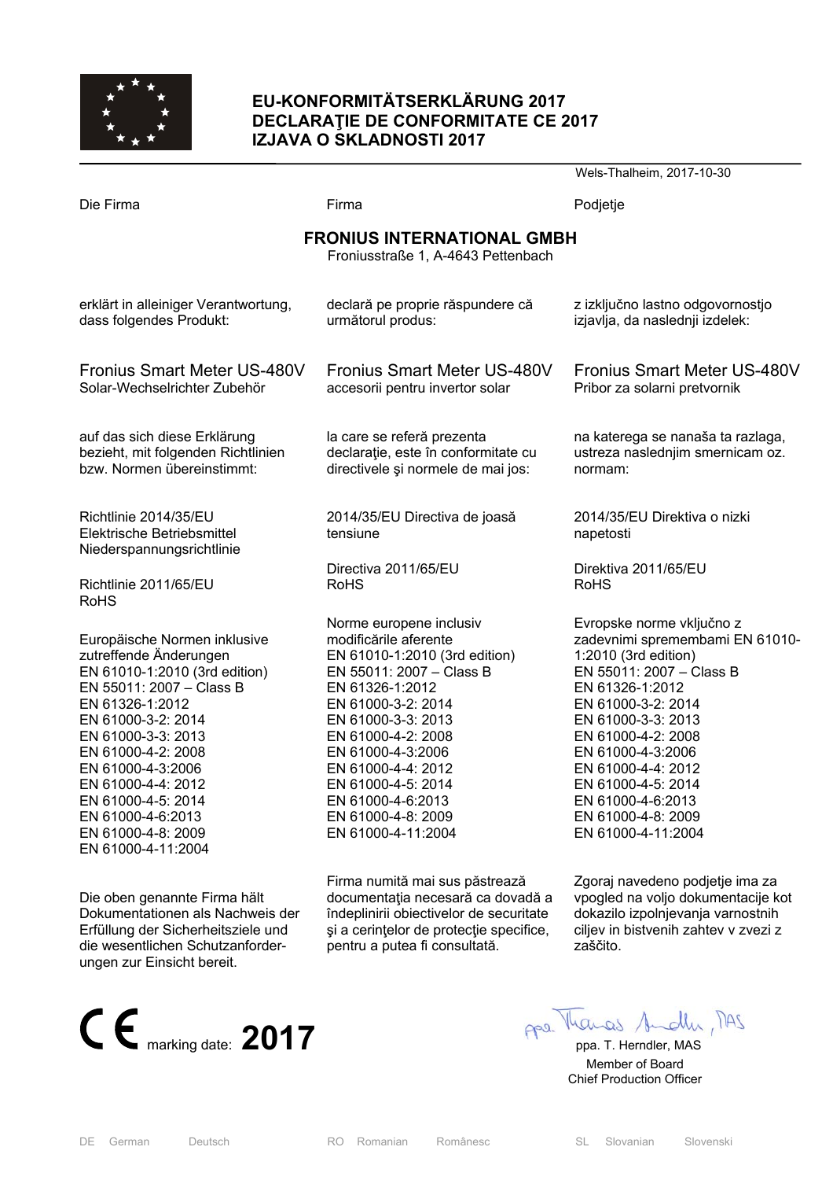## EU-KONFORMITÄTSERKLÄRUNG 2017
## DECLARAŢIE DE CONFORMITATE CE 2017
## IZJAVA O SKLADNOSTI 2017

Wels-Thalheim, 2017-10-30

Die Firma

**FRONIUS INTERNATIONAL GMBH**
Froniusstraße 1, A-4643 Pettenbach

erklärt in alleiniger Verantwortung, dass folgendes Produkt:

Fronius Smart Meter US-480V
Solar-Wechselrichter Zubehör

auf das sich diese Erklärung bezieht, mit folgenden Richtlinien bzw. Normen übereinstimmt:

Richtlinie 2014/35/EU
Elektrische Betriebsmittel Niederspannungsrichtlinie

Richtlinie 2011/65/EU
RoHS

Europäische Normen inklusive zutreffende Änderungen
EN 61010-1:2010 (3rd edition)
EN 55011: 2007 – Class B
EN 61326-1:2012
EN 61000-3-2: 2014
EN 61000-3-3: 2013
EN 61000-4-2: 2008
EN 61000-4-3:2006
EN 61000-4-4: 2012
EN 61000-4-5: 2014
EN 61000-4-6:2013
EN 61000-4-8: 2009
EN 61000-4-11:2004

Die oben genannte Firma hält Dokumentationen als Nachweis der Erfüllung der Sicherheitsziele und die wesentlichen Schutzanforderungen zur Einsicht bereit.

Firma

**FRONIUS INTERNATIONAL GMBH**
Froniusstraße 1, A-4643 Pettenbach

declară pe proprie răspundere că următorul produs:

Fronius Smart Meter US-480V
accesorii pentru invertor solar

la care se referă prezenta declaraţie, este în conformitate cu directivele şi normele de mai jos:

2014/35/EU Directiva de joasă tensiune

Directiva 2011/65/EU
RoHS

Norme europene inclusiv modificările aferente
EN 61010-1:2010 (3rd edition)
EN 55011: 2007 – Class B
EN 61326-1:2012
EN 61000-3-2: 2014
EN 61000-3-3: 2013
EN 61000-4-2: 2008
EN 61000-4-3:2006
EN 61000-4-4: 2012
EN 61000-4-5: 2014
EN 61000-4-6:2013
EN 61000-4-8: 2009
EN 61000-4-11:2004

Firma numită mai sus păstrează documentaţia necesară ca dovadă a îndeplinirii obiectivelor de securitate şi a cerinţelor de protecţie specifice, pentru a putea fi consultată.

Podjetje

**FRONIUS INTERNATIONAL GMBH**
Froniusstraße 1, A-4643 Pettenbach

z izključno lastno odgovornostjo izjavlja, da naslednji izdelek:

Fronius Smart Meter US-480V
Pribor za solarni pretvornik

na katerega se nanaša ta razlaga, ustreza naslednjim smernicam oz. normam:

2014/35/EU Direktiva o nizki napetosti

Direktiva 2011/65/EU
RoHS

Evropske norme vključno z zadevnimi spremembami EN 61010-1:2010 (3rd edition)
EN 55011: 2007 – Class B
EN 61326-1:2012
EN 61000-3-2: 2014
EN 61000-3-3: 2013
EN 61000-4-2: 2008
EN 61000-4-3:2006
EN 61000-4-4: 2012
EN 61000-4-5: 2014
EN 61000-4-6:2013
EN 61000-4-8: 2009
EN 61000-4-11:2004

Zgoraj navedeno podjetje ima za vpogled na voljo dokumentacije kot dokazilo izpolnjevanja varnostnih ciljev in bistvenih zahtev v zvezi z zaščito.

CE marking date: **2017**

ppa. T. Herndler, MAS
Member of Board
Chief Production Officer

DE German Deutsch | RO Romanian Românesc | SL Slovanian Slovenski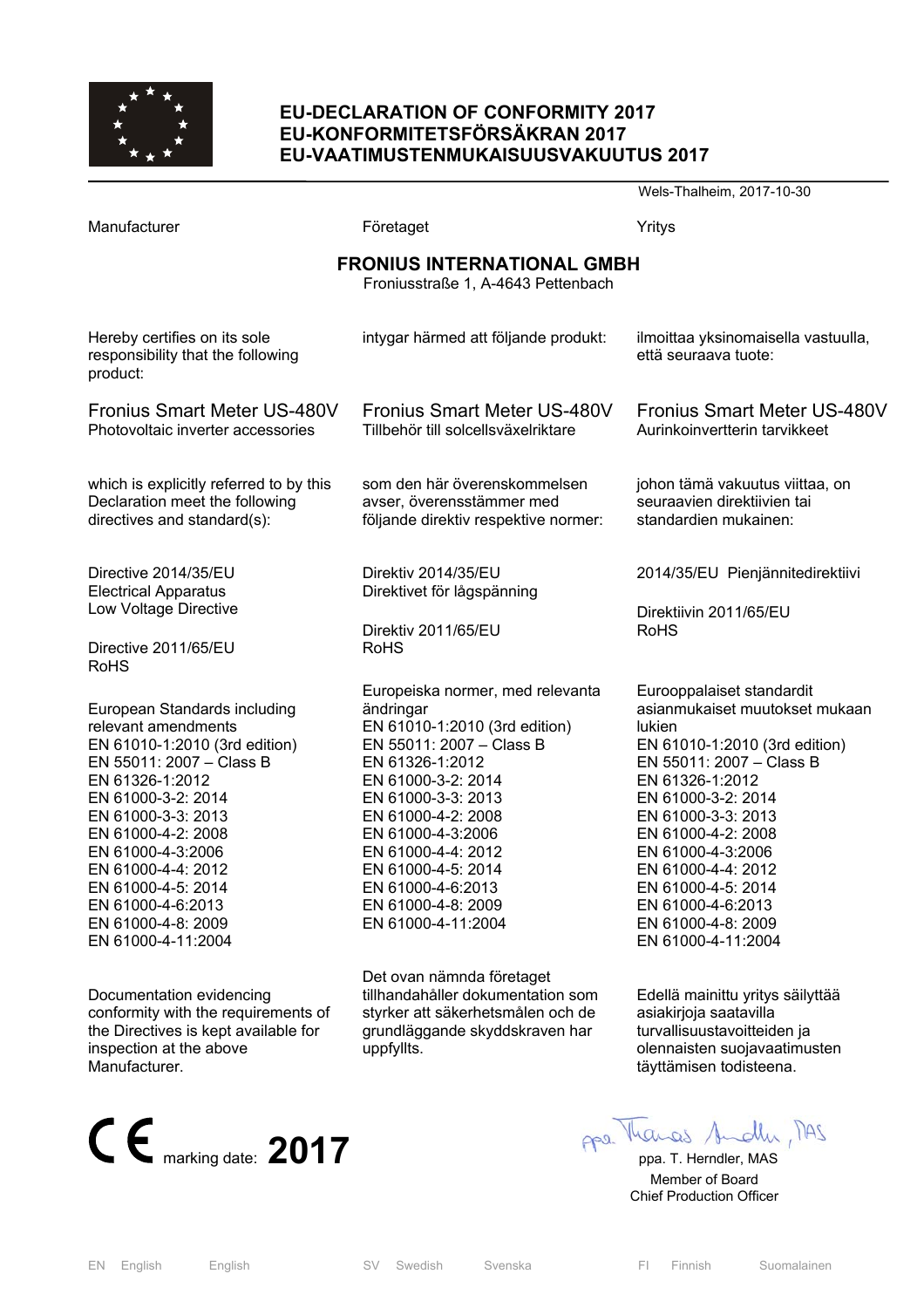# EU-DECLARATION OF CONFORMITY 2017
# EU-KONFORMITETSFÖRSÄKRAN 2017
# EU-VAATIMUSTENMUKAISUUSVAKUUTUS 2017

Wels-Thalheim, 2017-10-30

| Manufacturer | Företaget | Yritys |
|---|---|---|

**FRONIUS INTERNATIONAL GMBH**
Froniusstraße 1, A-4643 Pettenbach

| | | |
|---|---|---|
| Hereby certifies on its sole responsibility that the following product: | intygar härmed att följande produkt: | ilmoittaa yksinomaisella vastuulla, että seuraava tuote: |
| Fronius Smart Meter US-480V<br>Photovoltaic inverter accessories | Fronius Smart Meter US-480V<br>Tillbehör till solcellsväxelriktare | Fronius Smart Meter US-480V<br>Aurinkoinvertterin tarvikkeet |
| which is explicitly referred to by this Declaration meet the following directives and standard(s): | som den här överenskommelsen avser, överensstämmer med följande direktiv respektive normer: | johon tämä vakuutus viittaa, on seuraavien direktiivien tai standardien mukainen: |
| Directive 2014/35/EU<br>Electrical Apparatus<br>Low Voltage Directive<br><br>Directive 2011/65/EU<br>RoHS | Direktiv 2014/35/EU<br>Direktivet för lågspänning<br><br>Direktiv 2011/65/EU<br>RoHS | 2014/35/EU Pienjännitedirektiivi<br><br>Direktiivin 2011/65/EU<br>RoHS |
| European Standards including relevant amendments<br>EN 61010-1:2010 (3rd edition)<br>EN 55011: 2007 – Class B<br>EN 61326-1:2012<br>EN 61000-3-2: 2014<br>EN 61000-3-3: 2013<br>EN 61000-4-2: 2008<br>EN 61000-4-3:2006<br>EN 61000-4-4: 2012<br>EN 61000-4-5: 2014<br>EN 61000-4-6:2013<br>EN 61000-4-8: 2009<br>EN 61000-4-11:2004 | Europeiska normer, med relevanta ändringar<br>EN 61010-1:2010 (3rd edition)<br>EN 55011: 2007 – Class B<br>EN 61326-1:2012<br>EN 61000-3-2: 2014<br>EN 61000-3-3: 2013<br>EN 61000-4-2: 2008<br>EN 61000-4-3:2006<br>EN 61000-4-4: 2012<br>EN 61000-4-5: 2014<br>EN 61000-4-6:2013<br>EN 61000-4-8: 2009<br>EN 61000-4-11:2004 | Eurooppalaiset standardit asianmukaiset muutokset mukaan lukien<br>EN 61010-1:2010 (3rd edition)<br>EN 55011: 2007 – Class B<br>EN 61326-1:2012<br>EN 61000-3-2: 2014<br>EN 61000-3-3: 2013<br>EN 61000-4-2: 2008<br>EN 61000-4-3:2006<br>EN 61000-4-4: 2012<br>EN 61000-4-5: 2014<br>EN 61000-4-6:2013<br>EN 61000-4-8: 2009<br>EN 61000-4-11:2004 |
| Documentation evidencing conformity with the requirements of the Directives is kept available for inspection at the above Manufacturer. | Det ovan nämnda företaget tillhandahåller dokumentation som styrker att säkerhetsmålen och de grundläggande skyddskraven har uppfyllts. | Edellä mainittu yritys säilyttää asiakirjoja saatavilla turvallisuustavoitteiden ja olennaisten suojavaatimusten täyttämisen todisteena. |

CE marking date: **2017**

ppa. T. Herndler, MAS
Member of Board
Chief Production Officer

EN English English SV Swedish Svenska FI Finnish Suomalainen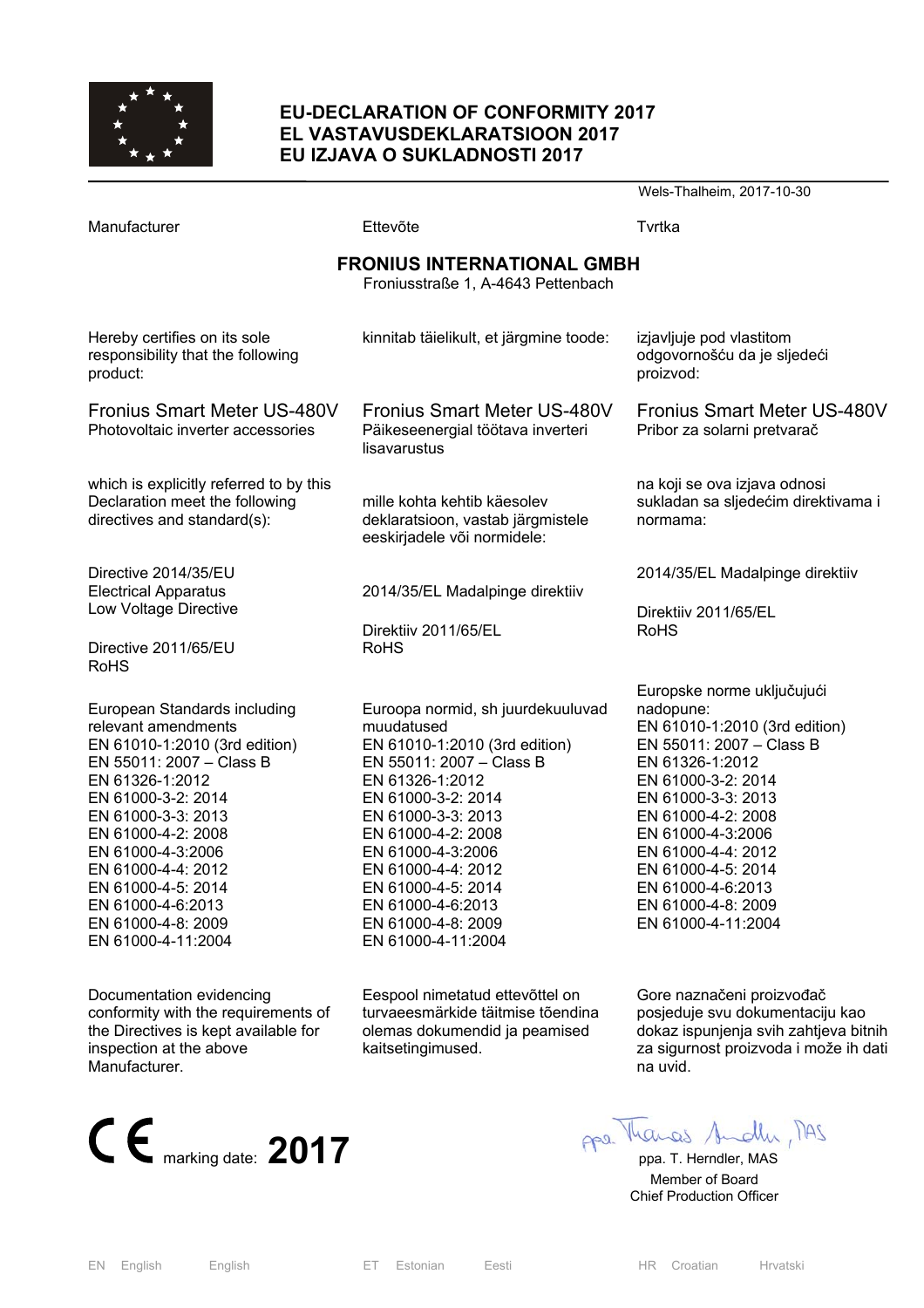## EU-DECLARATION OF CONFORMITY 2017
## EL VASTAVUSDEKLARATSIOON 2017
## EU IZJAVA O SUKLADNOSTI 2017

Wels-Thalheim, 2017-10-30

Manufacturer

Ettevõte

Tvrtka

**FRONIUS INTERNATIONAL GMBH**
Froniusstraße 1, A-4643 Pettenbach

Hereby certifies on its sole responsibility that the following product:

Fronius Smart Meter US-480V
Photovoltaic inverter accessories

which is explicitly referred to by this Declaration meet the following directives and standard(s):

Directive 2014/35/EU
Electrical Apparatus
Low Voltage Directive

Directive 2011/65/EU
RoHS

European Standards including relevant amendments
EN 61010-1:2010 (3rd edition)
EN 55011: 2007 – Class B
EN 61326-1:2012
EN 61000-3-2: 2014
EN 61000-3-3: 2013
EN 61000-4-2: 2008
EN 61000-4-3:2006
EN 61000-4-4: 2012
EN 61000-4-5: 2014
EN 61000-4-6:2013
EN 61000-4-8: 2009
EN 61000-4-11:2004

Documentation evidencing conformity with the requirements of the Directives is kept available for inspection at the above Manufacturer.

kinnitab täielikult, et järgmine toode:

Fronius Smart Meter US-480V
Päikeseenergial töötava inverteri lisavarustus

mille kohta kehtib käesolev deklaratsioon, vastab järgmistele eeskirjadele või normidele:

2014/35/EL Madalpinge direktiiv

Direktiiv 2011/65/EL
RoHS

Euroopa normid, sh juurdekuuluvad muudatused
EN 61010-1:2010 (3rd edition)
EN 55011: 2007 – Class B
EN 61326-1:2012
EN 61000-3-2: 2014
EN 61000-3-3: 2013
EN 61000-4-2: 2008
EN 61000-4-3:2006
EN 61000-4-4: 2012
EN 61000-4-5: 2014
EN 61000-4-6:2013
EN 61000-4-8: 2009
EN 61000-4-11:2004

Eespool nimetatud ettevõttel on turvaeesmärkide täitmise tõendina olemas dokumendid ja peamised kaitsetingimused.

izjavljuje pod vlastitom odgovornošću da je sljedeći proizvod:

Fronius Smart Meter US-480V
Pribor za solarni pretvarač

na koji se ova izjava odnosi sukladan sa sljedećim direktivama i normama:

2014/35/EL Madalpinge direktiiv

Direktiiv 2011/65/EL
RoHS

Europske norme uključujući nadopune:
EN 61010-1:2010 (3rd edition)
EN 55011: 2007 – Class B
EN 61326-1:2012
EN 61000-3-2: 2014
EN 61000-3-3: 2013
EN 61000-4-2: 2008
EN 61000-4-3:2006
EN 61000-4-4: 2012
EN 61000-4-5: 2014
EN 61000-4-6:2013
EN 61000-4-8: 2009
EN 61000-4-11:2004

Gore naznačeni proizvođač posjeduje svu dokumentaciju kao dokaz ispunjenja svih zahtjeva bitnih za sigurnost proizvoda i može ih dati na uvid.

CE marking date: **2017**

ppa. T. Herndler, MAS
Member of Board
Chief Production Officer

EN English English | ET Estonian Eesti | HR Croatian Hrvatski